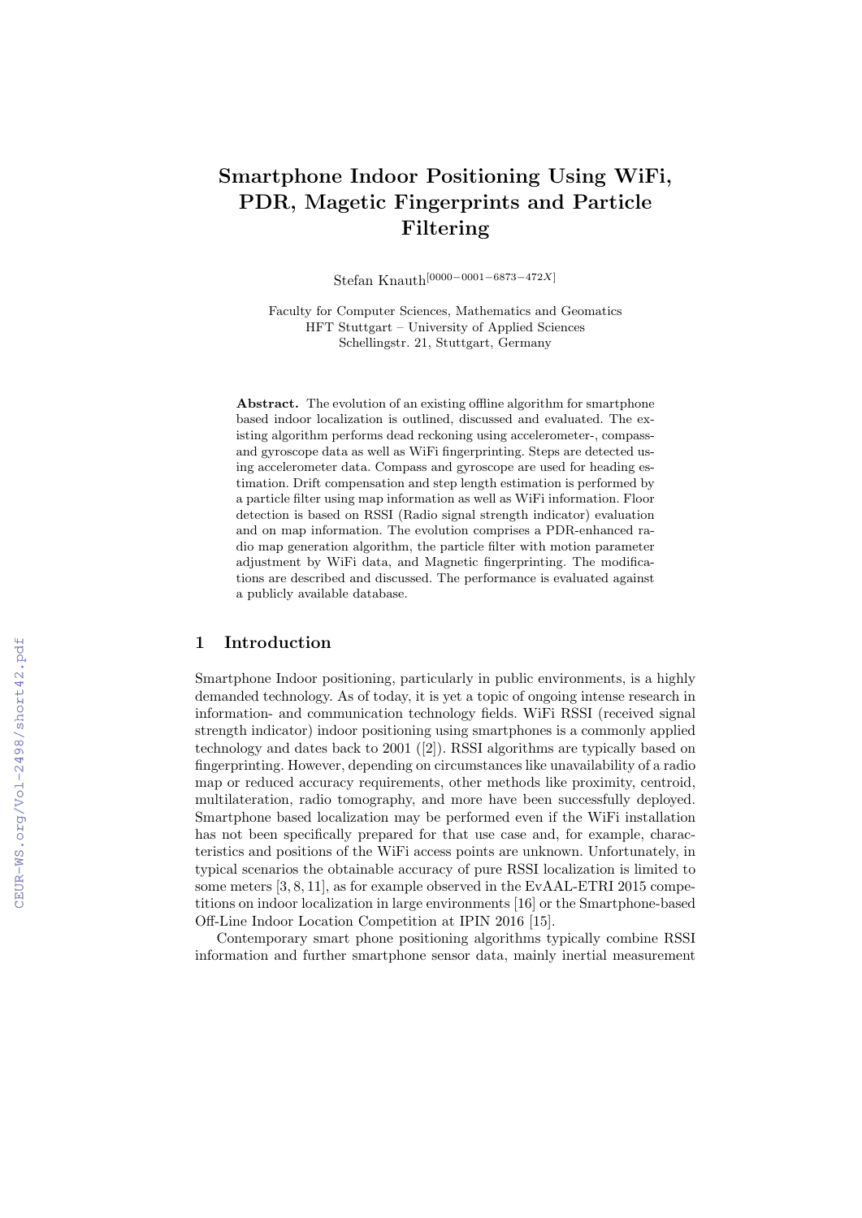# Smartphone Indoor Positioning Using WiFi, PDR, Magetic Fingerprints and Particle Filtering

Stefan Knauth[0000−0001−6873−472X]

Faculty for Computer Sciences, Mathematics and Geomatics
HFT Stuttgart – University of Applied Sciences
Schellingstr. 21, Stuttgart, Germany

**Abstract.** The evolution of an existing offline algorithm for smartphone based indoor localization is outlined, discussed and evaluated. The existing algorithm performs dead reckoning using accelerometer-, compass- and gyroscope data as well as WiFi fingerprinting. Steps are detected using accelerometer data. Compass and gyroscope are used for heading estimation. Drift compensation and step length estimation is performed by a particle filter using map information as well as WiFi information. Floor detection is based on RSSI (Radio signal strength indicator) evaluation and on map information. The evolution comprises a PDR-enhanced radio map generation algorithm, the particle filter with motion parameter adjustment by WiFi data, and Magnetic fingerprinting. The modifications are described and discussed. The performance is evaluated against a publicly available database.

## 1 Introduction

Smartphone Indoor positioning, particularly in public environments, is a highly demanded technology. As of today, it is yet a topic of ongoing intense research in information- and communication technology fields. WiFi RSSI (received signal strength indicator) indoor positioning using smartphones is a commonly applied technology and dates back to 2001 ([2]). RSSI algorithms are typically based on fingerprinting. However, depending on circumstances like unavailability of a radio map or reduced accuracy requirements, other methods like proximity, centroid, multilateration, radio tomography, and more have been successfully deployed. Smartphone based localization may be performed even if the WiFi installation has not been specifically prepared for that use case and, for example, characteristics and positions of the WiFi access points are unknown. Unfortunately, in typical scenarios the obtainable accuracy of pure RSSI localization is limited to some meters [3, 8, 11], as for example observed in the EvAAL-ETRI 2015 competitions on indoor localization in large environments [16] or the Smartphone-based Off-Line Indoor Location Competition at IPIN 2016 [15].

Contemporary smart phone positioning algorithms typically combine RSSI information and further smartphone sensor data, mainly inertial measurement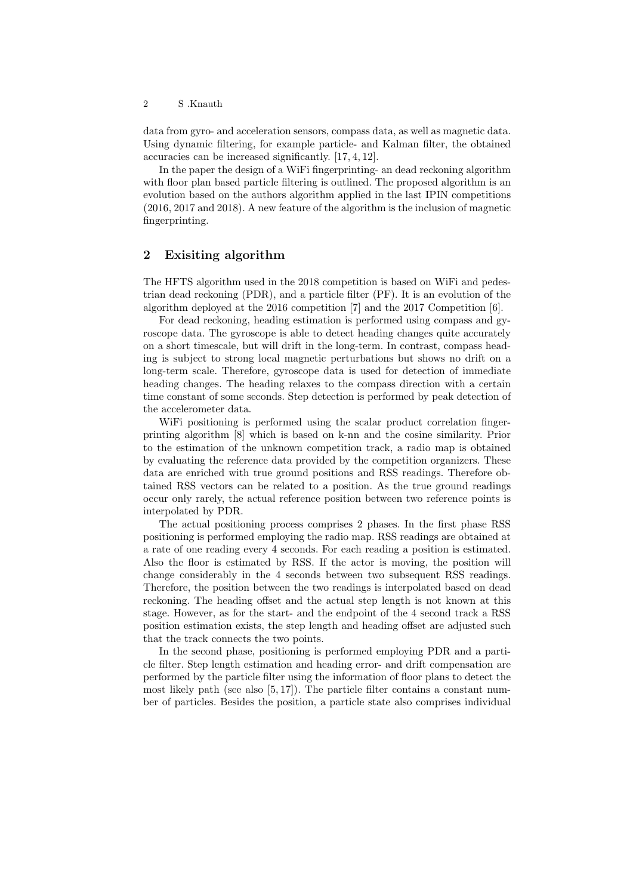data from gyro- and acceleration sensors, compass data, as well as magnetic data. Using dynamic filtering, for example particle- and Kalman filter, the obtained accuracies can be increased significantly. [17, 4, 12].

In the paper the design of a WiFi fingerprinting- an dead reckoning algorithm with floor plan based particle filtering is outlined. The proposed algorithm is an evolution based on the authors algorithm applied in the last IPIN competitions (2016, 2017 and 2018). A new feature of the algorithm is the inclusion of magnetic fingerprinting.

## 2 Exisiting algorithm

The HFTS algorithm used in the 2018 competition is based on WiFi and pedestrian dead reckoning (PDR), and a particle filter (PF). It is an evolution of the algorithm deployed at the 2016 competition [7] and the 2017 Competition [6].

For dead reckoning, heading estimation is performed using compass and gyroscope data. The gyroscope is able to detect heading changes quite accurately on a short timescale, but will drift in the long-term. In contrast, compass heading is subject to strong local magnetic perturbations but shows no drift on a long-term scale. Therefore, gyroscope data is used for detection of immediate heading changes. The heading relaxes to the compass direction with a certain time constant of some seconds. Step detection is performed by peak detection of the accelerometer data.

WiFi positioning is performed using the scalar product correlation fingerprinting algorithm [8] which is based on k-nn and the cosine similarity. Prior to the estimation of the unknown competition track, a radio map is obtained by evaluating the reference data provided by the competition organizers. These data are enriched with true ground positions and RSS readings. Therefore obtained RSS vectors can be related to a position. As the true ground readings occur only rarely, the actual reference position between two reference points is interpolated by PDR.

The actual positioning process comprises 2 phases. In the first phase RSS positioning is performed employing the radio map. RSS readings are obtained at a rate of one reading every 4 seconds. For each reading a position is estimated. Also the floor is estimated by RSS. If the actor is moving, the position will change considerably in the 4 seconds between two subsequent RSS readings. Therefore, the position between the two readings is interpolated based on dead reckoning. The heading offset and the actual step length is not known at this stage. However, as for the start- and the endpoint of the 4 second track a RSS position estimation exists, the step length and heading offset are adjusted such that the track connects the two points.

In the second phase, positioning is performed employing PDR and a particle filter. Step length estimation and heading error- and drift compensation are performed by the particle filter using the information of floor plans to detect the most likely path (see also [5, 17]). The particle filter contains a constant number of particles. Besides the position, a particle state also comprises individual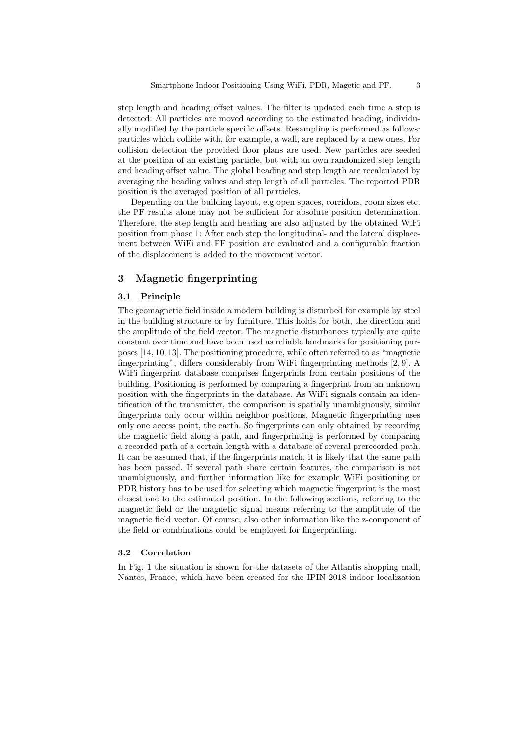step length and heading offset values. The filter is updated each time a step is detected: All particles are moved according to the estimated heading, individually modified by the particle specific offsets. Resampling is performed as follows: particles which collide with, for example, a wall, are replaced by a new ones. For collision detection the provided floor plans are used. New particles are seeded at the position of an existing particle, but with an own randomized step length and heading offset value. The global heading and step length are recalculated by averaging the heading values and step length of all particles. The reported PDR position is the averaged position of all particles.

Depending on the building layout, e.g open spaces, corridors, room sizes etc. the PF results alone may not be sufficient for absolute position determination. Therefore, the step length and heading are also adjusted by the obtained WiFi position from phase 1: After each step the longitudinal- and the lateral displacement between WiFi and PF position are evaluated and a configurable fraction of the displacement is added to the movement vector.

## 3 Magnetic fingerprinting

### 3.1 Principle

The geomagnetic field inside a modern building is disturbed for example by steel in the building structure or by furniture. This holds for both, the direction and the amplitude of the field vector. The magnetic disturbances typically are quite constant over time and have been used as reliable landmarks for positioning purposes [14, 10, 13]. The positioning procedure, while often referred to as "magnetic fingerprinting", differs considerably from WiFi fingerprinting methods [2, 9]. A WiFi fingerprint database comprises fingerprints from certain positions of the building. Positioning is performed by comparing a fingerprint from an unknown position with the fingerprints in the database. As WiFi signals contain an identification of the transmitter, the comparison is spatially unambiguously, similar fingerprints only occur within neighbor positions. Magnetic fingerprinting uses only one access point, the earth. So fingerprints can only obtained by recording the magnetic field along a path, and fingerprinting is performed by comparing a recorded path of a certain length with a database of several prerecorded path. It can be assumed that, if the fingerprints match, it is likely that the same path has been passed. If several path share certain features, the comparison is not unambiguously, and further information like for example WiFi positioning or PDR history has to be used for selecting which magnetic fingerprint is the most closest one to the estimated position. In the following sections, referring to the magnetic field or the magnetic signal means referring to the amplitude of the magnetic field vector. Of course, also other information like the z-component of the field or combinations could be employed for fingerprinting.

### 3.2 Correlation

In Fig. 1 the situation is shown for the datasets of the Atlantis shopping mall, Nantes, France, which have been created for the IPIN 2018 indoor localization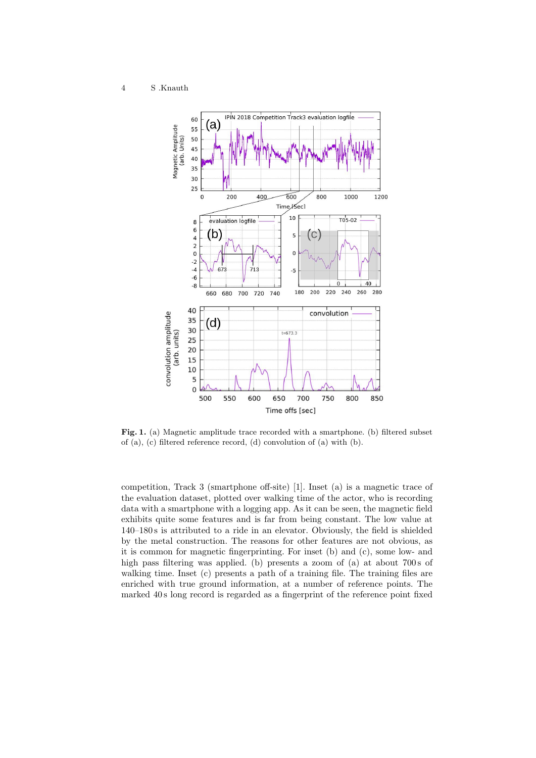**Fig. 1.** (a) Magnetic amplitude trace recorded with a smartphone. (b) filtered subset of (a), (c) filtered reference record, (d) convolution of (a) with (b).

competition, Track 3 (smartphone off-site) [1]. Inset (a) is a magnetic trace of the evaluation dataset, plotted over walking time of the actor, who is recording data with a smartphone with a logging app. As it can be seen, the magnetic field exhibits quite some features and is far from being constant. The low value at 140–180 s is attributed to a ride in an elevator. Obviously, the field is shielded by the metal construction. The reasons for other features are not obvious, as it is common for magnetic fingerprinting. For inset (b) and (c), some low- and high pass filtering was applied. (b) presents a zoom of (a) at about 700 s of walking time. Inset (c) presents a path of a training file. The training files are enriched with true ground information, at a number of reference points. The marked 40 s long record is regarded as a fingerprint of the reference point fixed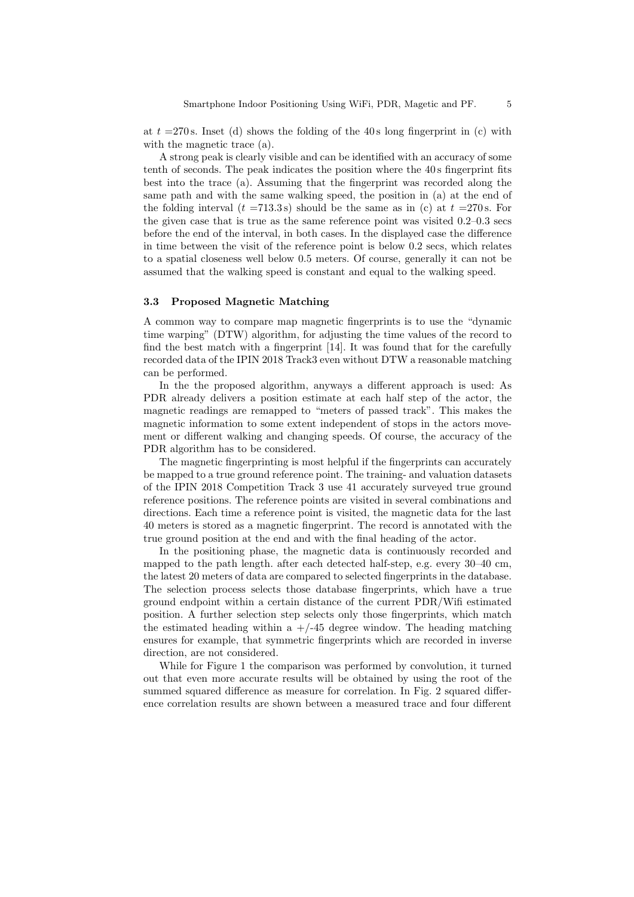at $t$ =270 s. Inset (d) shows the folding of the 40 s long fingerprint in (c) with with the magnetic trace (a).

A strong peak is clearly visible and can be identified with an accuracy of some tenth of seconds. The peak indicates the position where the 40 s fingerprint fits best into the trace (a). Assuming that the fingerprint was recorded along the same path and with the same walking speed, the position in (a) at the end of the folding interval ($t$ =713.3 s) should be the same as in (c) at $t$ =270 s. For the given case that is true as the same reference point was visited 0.2–0.3 secs before the end of the interval, in both cases. In the displayed case the difference in time between the visit of the reference point is below 0.2 secs, which relates to a spatial closeness well below 0.5 meters. Of course, generally it can not be assumed that the walking speed is constant and equal to the walking speed.

### 3.3 Proposed Magnetic Matching

A common way to compare map magnetic fingerprints is to use the "dynamic time warping" (DTW) algorithm, for adjusting the time values of the record to find the best match with a fingerprint [14]. It was found that for the carefully recorded data of the IPIN 2018 Track3 even without DTW a reasonable matching can be performed.

In the the proposed algorithm, anyways a different approach is used: As PDR already delivers a position estimate at each half step of the actor, the magnetic readings are remapped to "meters of passed track". This makes the magnetic information to some extent independent of stops in the actors movement or different walking and changing speeds. Of course, the accuracy of the PDR algorithm has to be considered.

The magnetic fingerprinting is most helpful if the fingerprints can accurately be mapped to a true ground reference point. The training- and valuation datasets of the IPIN 2018 Competition Track 3 use 41 accurately surveyed true ground reference positions. The reference points are visited in several combinations and directions. Each time a reference point is visited, the magnetic data for the last 40 meters is stored as a magnetic fingerprint. The record is annotated with the true ground position at the end and with the final heading of the actor.

In the positioning phase, the magnetic data is continuously recorded and mapped to the path length. after each detected half-step, e.g. every 30–40 cm, the latest 20 meters of data are compared to selected fingerprints in the database. The selection process selects those database fingerprints, which have a true ground endpoint within a certain distance of the current PDR/Wifi estimated position. A further selection step selects only those fingerprints, which match the estimated heading within a +/-45 degree window. The heading matching ensures for example, that symmetric fingerprints which are recorded in inverse direction, are not considered.

While for Figure 1 the comparison was performed by convolution, it turned out that even more accurate results will be obtained by using the root of the summed squared difference as measure for correlation. In Fig. 2 squared difference correlation results are shown between a measured trace and four different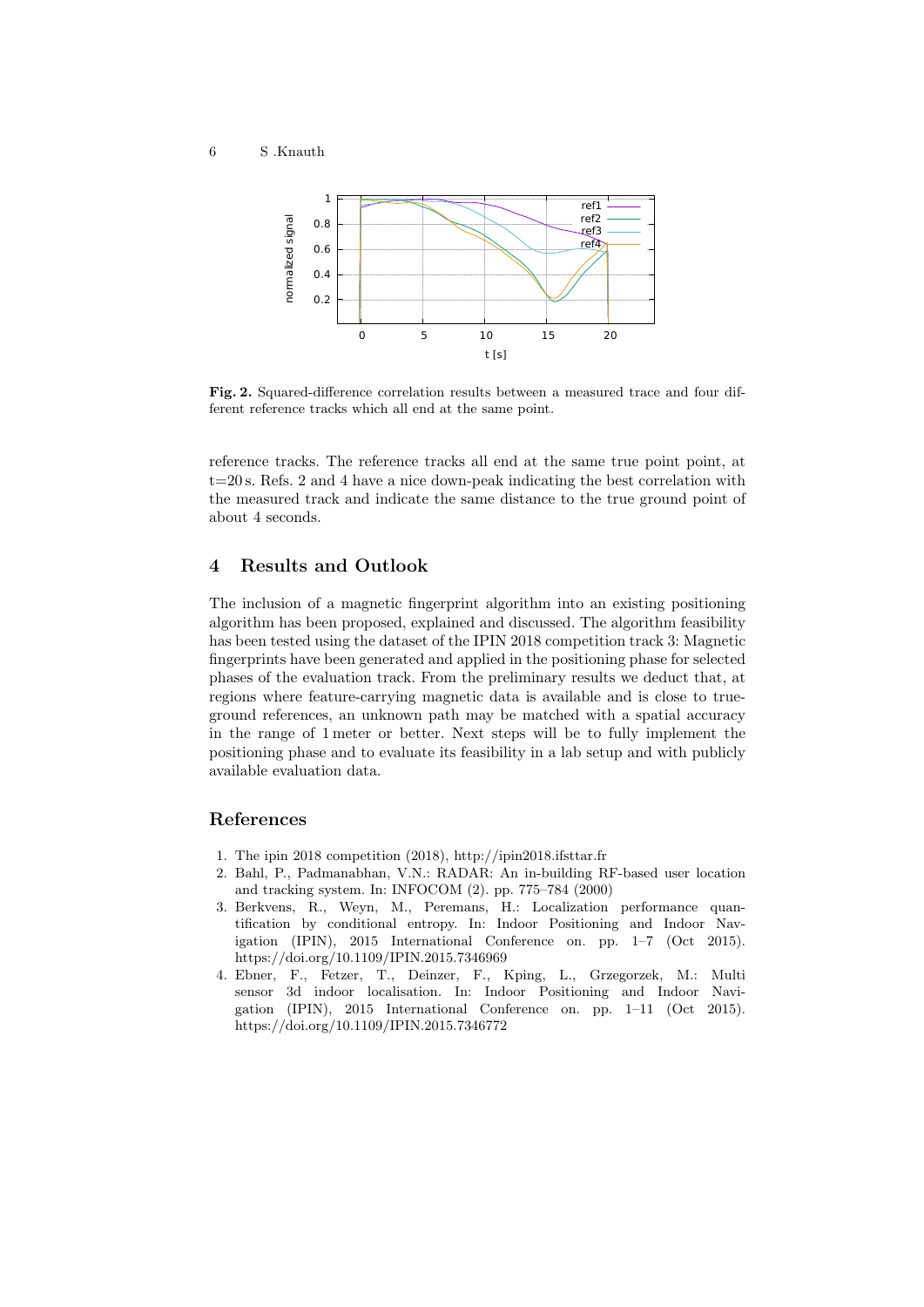**Fig. 2.** Squared-difference correlation results between a measured trace and four different reference tracks which all end at the same point.

reference tracks. The reference tracks all end at the same true point point, at t=20 s. Refs. 2 and 4 have a nice down-peak indicating the best correlation with the measured track and indicate the same distance to the true ground point of about 4 seconds.

## 4 Results and Outlook

The inclusion of a magnetic fingerprint algorithm into an existing positioning algorithm has been proposed, explained and discussed. The algorithm feasibility has been tested using the dataset of the IPIN 2018 competition track 3: Magnetic fingerprints have been generated and applied in the positioning phase for selected phases of the evaluation track. From the preliminary results we deduct that, at regions where feature-carrying magnetic data is available and is close to true-ground references, an unknown path may be matched with a spatial accuracy in the range of 1 meter or better. Next steps will be to fully implement the positioning phase and to evaluate its feasibility in a lab setup and with publicly available evaluation data.

## References

1. The ipin 2018 competition (2018), http://ipin2018.ifsttar.fr
2. Bahl, P., Padmanabhan, V.N.: RADAR: An in-building RF-based user location and tracking system. In: INFOCOM (2). pp. 775–784 (2000)
3. Berkvens, R., Weyn, M., Peremans, H.: Localization performance quantification by conditional entropy. In: Indoor Positioning and Indoor Navigation (IPIN), 2015 International Conference on. pp. 1–7 (Oct 2015). https://doi.org/10.1109/IPIN.2015.7346969
4. Ebner, F., Fetzer, T., Deinzer, F., Kping, L., Grzegorzek, M.: Multi sensor 3d indoor localisation. In: Indoor Positioning and Indoor Navigation (IPIN), 2015 International Conference on. pp. 1–11 (Oct 2015). https://doi.org/10.1109/IPIN.2015.7346772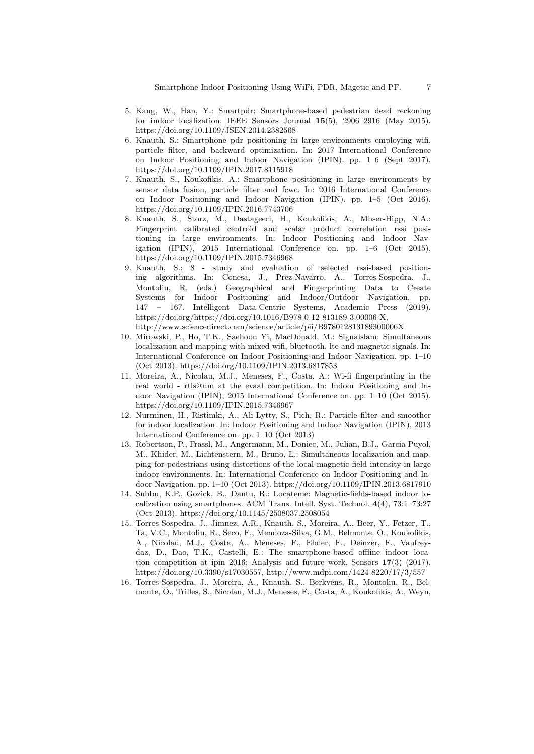5. Kang, W., Han, Y.: Smartpdr: Smartphone-based pedestrian dead reckoning for indoor localization. IEEE Sensors Journal **15**(5), 2906–2916 (May 2015). https://doi.org/10.1109/JSEN.2014.2382568
6. Knauth, S.: Smartphone pdr positioning in large environments employing wifi, particle filter, and backward optimization. In: 2017 International Conference on Indoor Positioning and Indoor Navigation (IPIN). pp. 1–6 (Sept 2017). https://doi.org/10.1109/IPIN.2017.8115918
7. Knauth, S., Koukofikis, A.: Smartphone positioning in large environments by sensor data fusion, particle filter and fcwc. In: 2016 International Conference on Indoor Positioning and Indoor Navigation (IPIN). pp. 1–5 (Oct 2016). https://doi.org/10.1109/IPIN.2016.7743706
8. Knauth, S., Storz, M., Dastageeri, H., Koukofikis, A., Mhser-Hipp, N.A.: Fingerprint calibrated centroid and scalar product correlation rssi positioning in large environments. In: Indoor Positioning and Indoor Navigation (IPIN), 2015 International Conference on. pp. 1–6 (Oct 2015). https://doi.org/10.1109/IPIN.2015.7346968
9. Knauth, S.: 8 - study and evaluation of selected rssi-based positioning algorithms. In: Conesa, J., Prez-Navarro, A., Torres-Sospedra, J., Montoliu, R. (eds.) Geographical and Fingerprinting Data to Create Systems for Indoor Positioning and Indoor/Outdoor Navigation, pp. 147 – 167. Intelligent Data-Centric Systems, Academic Press (2019). https://doi.org/https://doi.org/10.1016/B978-0-12-813189-3.00006-X, http://www.sciencedirect.com/science/article/pii/B978012813189300006X
10. Mirowski, P., Ho, T.K., Saehoon Yi, MacDonald, M.: Signalslam: Simultaneous localization and mapping with mixed wifi, bluetooth, lte and magnetic signals. In: International Conference on Indoor Positioning and Indoor Navigation. pp. 1–10 (Oct 2013). https://doi.org/10.1109/IPIN.2013.6817853
11. Moreira, A., Nicolau, M.J., Meneses, F., Costa, A.: Wi-fi fingerprinting in the real world - rtls@um at the evaal competition. In: Indoor Positioning and Indoor Navigation (IPIN), 2015 International Conference on. pp. 1–10 (Oct 2015). https://doi.org/10.1109/IPIN.2015.7346967
12. Nurminen, H., Ristimki, A., Ali-Lytty, S., Pich, R.: Particle filter and smoother for indoor localization. In: Indoor Positioning and Indoor Navigation (IPIN), 2013 International Conference on. pp. 1–10 (Oct 2013)
13. Robertson, P., Frassl, M., Angermann, M., Doniec, M., Julian, B.J., Garcia Puyol, M., Khider, M., Lichtenstern, M., Bruno, L.: Simultaneous localization and mapping for pedestrians using distortions of the local magnetic field intensity in large indoor environments. In: International Conference on Indoor Positioning and Indoor Navigation. pp. 1–10 (Oct 2013). https://doi.org/10.1109/IPIN.2013.6817910
14. Subbu, K.P., Gozick, B., Dantu, R.: Locateme: Magnetic-fields-based indoor localization using smartphones. ACM Trans. Intell. Syst. Technol. **4**(4), 73:1–73:27 (Oct 2013). https://doi.org/10.1145/2508037.2508054
15. Torres-Sospedra, J., Jimnez, A.R., Knauth, S., Moreira, A., Beer, Y., Fetzer, T., Ta, V.C., Montoliu, R., Seco, F., Mendoza-Silva, G.M., Belmonte, O., Koukofikis, A., Nicolau, M.J., Costa, A., Meneses, F., Ebner, F., Deinzer, F., Vaufreydaz, D., Dao, T.K., Castelli, E.: The smartphone-based offline indoor location competition at ipin 2016: Analysis and future work. Sensors **17**(3) (2017). https://doi.org/10.3390/s17030557, http://www.mdpi.com/1424-8220/17/3/557
16. Torres-Sospedra, J., Moreira, A., Knauth, S., Berkvens, R., Montoliu, R., Belmonte, O., Trilles, S., Nicolau, M.J., Meneses, F., Costa, A., Koukofikis, A., Weyn,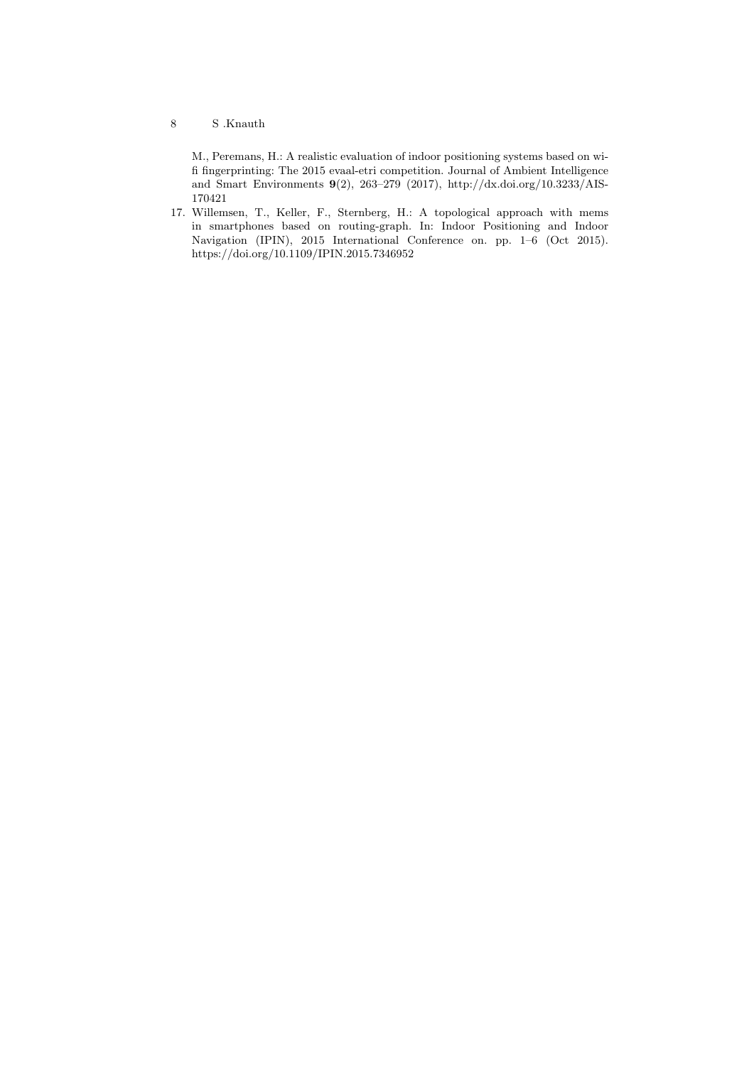M., Peremans, H.: A realistic evaluation of indoor positioning systems based on wi-fi fingerprinting: The 2015 evaal-etri competition. Journal of Ambient Intelligence and Smart Environments **9**(2), 263–279 (2017), http://dx.doi.org/10.3233/AIS-170421

17. Willemsen, T., Keller, F., Sternberg, H.: A topological approach with mems in smartphones based on routing-graph. In: Indoor Positioning and Indoor Navigation (IPIN), 2015 International Conference on. pp. 1–6 (Oct 2015). https://doi.org/10.1109/IPIN.2015.7346952